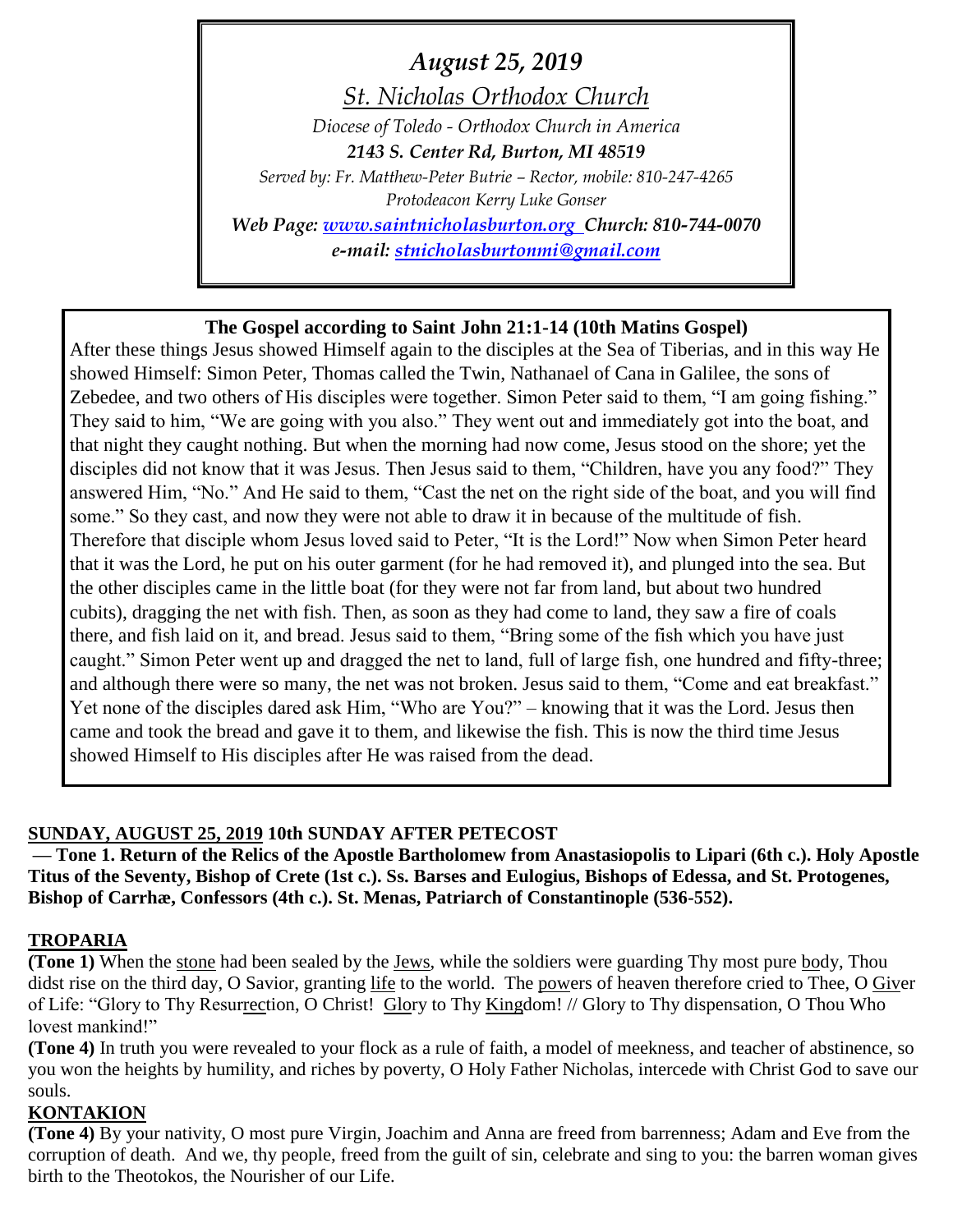*August 25, 2019*

*St. Nicholas Orthodox Church*

*Diocese of Toledo - Orthodox Church in America*

***2143 S. Center Rd, Burton, MI 48519***

*Served by: Fr. Matthew-Peter Butrie – Rector, mobile: 810-247-4265*

*Protodeacon Kerry Luke Gonser*

***Web Page: www.saintnicholasburton.org Church: 810-744-0070***

***e-mail: stnicholasburtonmi@gmail.com***

**The Gospel according to Saint John 21:1-14 (10th Matins Gospel)**

After these things Jesus showed Himself again to the disciples at the Sea of Tiberias, and in this way He showed Himself: Simon Peter, Thomas called the Twin, Nathanael of Cana in Galilee, the sons of Zebedee, and two others of His disciples were together. Simon Peter said to them, "I am going fishing." They said to him, "We are going with you also." They went out and immediately got into the boat, and that night they caught nothing. But when the morning had now come, Jesus stood on the shore; yet the disciples did not know that it was Jesus. Then Jesus said to them, "Children, have you any food?" They answered Him, "No." And He said to them, "Cast the net on the right side of the boat, and you will find some." So they cast, and now they were not able to draw it in because of the multitude of fish. Therefore that disciple whom Jesus loved said to Peter, "It is the Lord!" Now when Simon Peter heard that it was the Lord, he put on his outer garment (for he had removed it), and plunged into the sea. But the other disciples came in the little boat (for they were not far from land, but about two hundred cubits), dragging the net with fish. Then, as soon as they had come to land, they saw a fire of coals there, and fish laid on it, and bread. Jesus said to them, "Bring some of the fish which you have just caught." Simon Peter went up and dragged the net to land, full of large fish, one hundred and fifty-three; and although there were so many, the net was not broken. Jesus said to them, "Come and eat breakfast." Yet none of the disciples dared ask Him, "Who are You?" – knowing that it was the Lord. Jesus then came and took the bread and gave it to them, and likewise the fish. This is now the third time Jesus showed Himself to His disciples after He was raised from the dead.

**SUNDAY, AUGUST 25, 2019 10th SUNDAY AFTER PETECOST**

**— Tone 1. Return of the Relics of the Apostle Bartholomew from Anastasiopolis to Lipari (6th c.). Holy Apostle Titus of the Seventy, Bishop of Crete (1st c.). Ss. Barses and Eulogius, Bishops of Edessa, and St. Protogenes, Bishop of Carrhæ, Confessors (4th c.). St. Menas, Patriarch of Constantinople (536-552).**

## TROPARIA

**(Tone 1)** When the stone had been sealed by the Jews, while the soldiers were guarding Thy most pure body, Thou didst rise on the third day, O Savior, granting life to the world. The powers of heaven therefore cried to Thee, O Giver of Life: "Glory to Thy Resurrection, O Christ! Glory to Thy Kingdom! // Glory to Thy dispensation, O Thou Who lovest mankind!"

**(Tone 4)** In truth you were revealed to your flock as a rule of faith, a model of meekness, and teacher of abstinence, so you won the heights by humility, and riches by poverty, O Holy Father Nicholas, intercede with Christ God to save our souls.

## KONTAKION

**(Tone 4)** By your nativity, O most pure Virgin, Joachim and Anna are freed from barrenness; Adam and Eve from the corruption of death. And we, thy people, freed from the guilt of sin, celebrate and sing to you: the barren woman gives birth to the Theotokos, the Nourisher of our Life.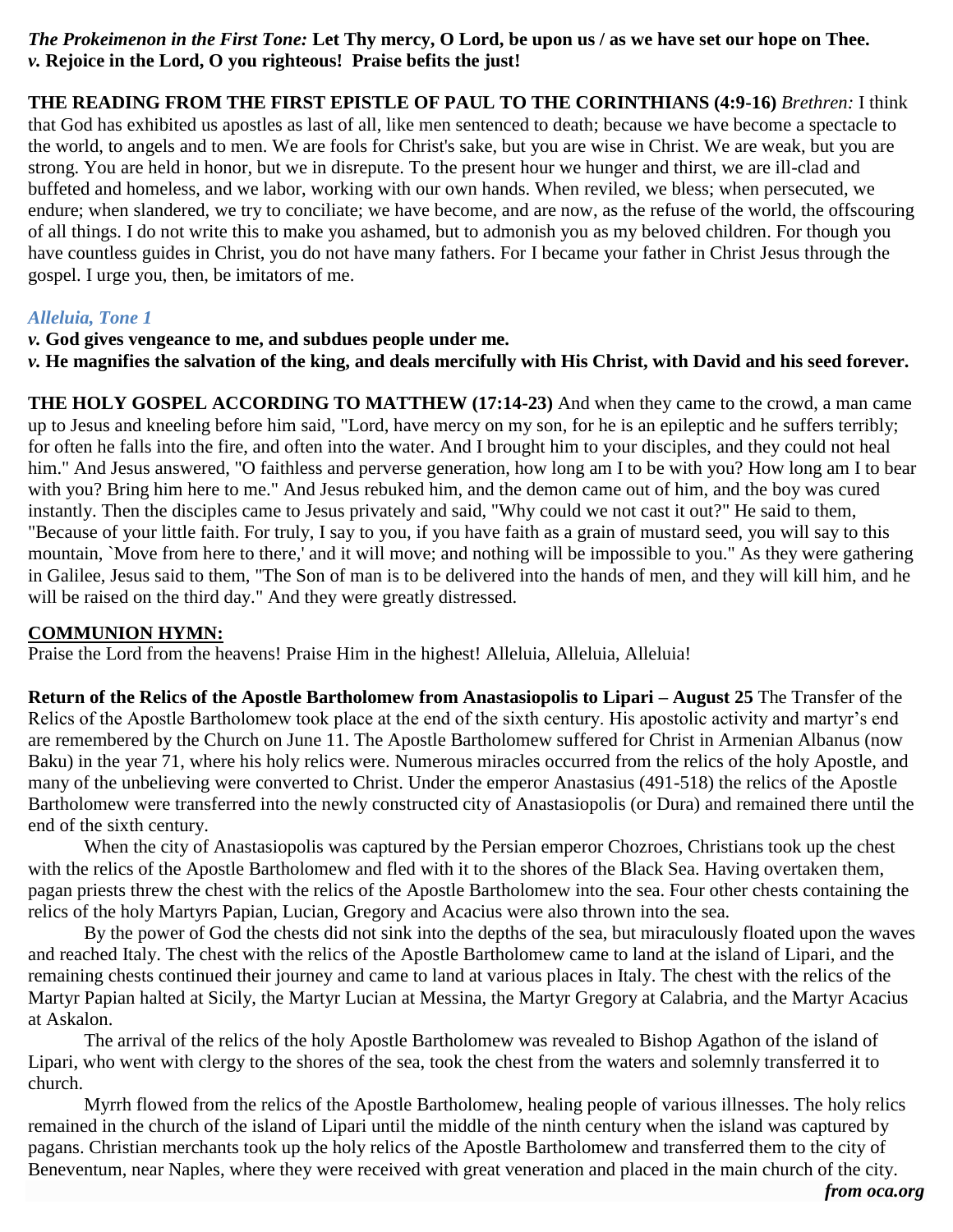***The Prokeimenon in the First Tone:*** **Let Thy mercy, O Lord, be upon us / as we have set our hope on Thee.**
***v.*** **Rejoice in the Lord, O you righteous! Praise befits the just!**

**THE READING FROM THE FIRST EPISTLE OF PAUL TO THE CORINTHIANS (4:9-16)** *Brethren:* I think that God has exhibited us apostles as last of all, like men sentenced to death; because we have become a spectacle to the world, to angels and to men. We are fools for Christ's sake, but you are wise in Christ. We are weak, but you are strong. You are held in honor, but we in disrepute. To the present hour we hunger and thirst, we are ill-clad and buffeted and homeless, and we labor, working with our own hands. When reviled, we bless; when persecuted, we endure; when slandered, we try to conciliate; we have become, and are now, as the refuse of the world, the offscouring of all things. I do not write this to make you ashamed, but to admonish you as my beloved children. For though you have countless guides in Christ, you do not have many fathers. For I became your father in Christ Jesus through the gospel. I urge you, then, be imitators of me.

***Alleluia, Tone 1***

***v.*** **God gives vengeance to me, and subdues people under me.**
***v.*** **He magnifies the salvation of the king, and deals mercifully with His Christ, with David and his seed forever.**

**THE HOLY GOSPEL ACCORDING TO MATTHEW (17:14-23)** And when they came to the crowd, a man came up to Jesus and kneeling before him said, "Lord, have mercy on my son, for he is an epileptic and he suffers terribly; for often he falls into the fire, and often into the water. And I brought him to your disciples, and they could not heal him." And Jesus answered, "O faithless and perverse generation, how long am I to be with you? How long am I to bear with you? Bring him here to me." And Jesus rebuked him, and the demon came out of him, and the boy was cured instantly. Then the disciples came to Jesus privately and said, "Why could we not cast it out?" He said to them, "Because of your little faith. For truly, I say to you, if you have faith as a grain of mustard seed, you will say to this mountain, `Move from here to there,' and it will move; and nothing will be impossible to you." As they were gathering in Galilee, Jesus said to them, "The Son of man is to be delivered into the hands of men, and they will kill him, and he will be raised on the third day." And they were greatly distressed.

**COMMUNION HYMN:**

Praise the Lord from the heavens! Praise Him in the highest! Alleluia, Alleluia, Alleluia!

**Return of the Relics of the Apostle Bartholomew from Anastasiopolis to Lipari – August 25** The Transfer of the Relics of the Apostle Bartholomew took place at the end of the sixth century. His apostolic activity and martyr's end are remembered by the Church on June 11. The Apostle Bartholomew suffered for Christ in Armenian Albanus (now Baku) in the year 71, where his holy relics were. Numerous miracles occurred from the relics of the holy Apostle, and many of the unbelieving were converted to Christ. Under the emperor Anastasius (491-518) the relics of the Apostle Bartholomew were transferred into the newly constructed city of Anastasiopolis (or Dura) and remained there until the end of the sixth century.

When the city of Anastasiopolis was captured by the Persian emperor Chozroes, Christians took up the chest with the relics of the Apostle Bartholomew and fled with it to the shores of the Black Sea. Having overtaken them, pagan priests threw the chest with the relics of the Apostle Bartholomew into the sea. Four other chests containing the relics of the holy Martyrs Papian, Lucian, Gregory and Acacius were also thrown into the sea.

By the power of God the chests did not sink into the depths of the sea, but miraculously floated upon the waves and reached Italy. The chest with the relics of the Apostle Bartholomew came to land at the island of Lipari, and the remaining chests continued their journey and came to land at various places in Italy. The chest with the relics of the Martyr Papian halted at Sicily, the Martyr Lucian at Messina, the Martyr Gregory at Calabria, and the Martyr Acacius at Askalon.

The arrival of the relics of the holy Apostle Bartholomew was revealed to Bishop Agathon of the island of Lipari, who went with clergy to the shores of the sea, took the chest from the waters and solemnly transferred it to church.

Myrrh flowed from the relics of the Apostle Bartholomew, healing people of various illnesses. The holy relics remained in the church of the island of Lipari until the middle of the ninth century when the island was captured by pagans. Christian merchants took up the holy relics of the Apostle Bartholomew and transferred them to the city of Beneventum, near Naples, where they were received with great veneration and placed in the main church of the city.

***from oca.org***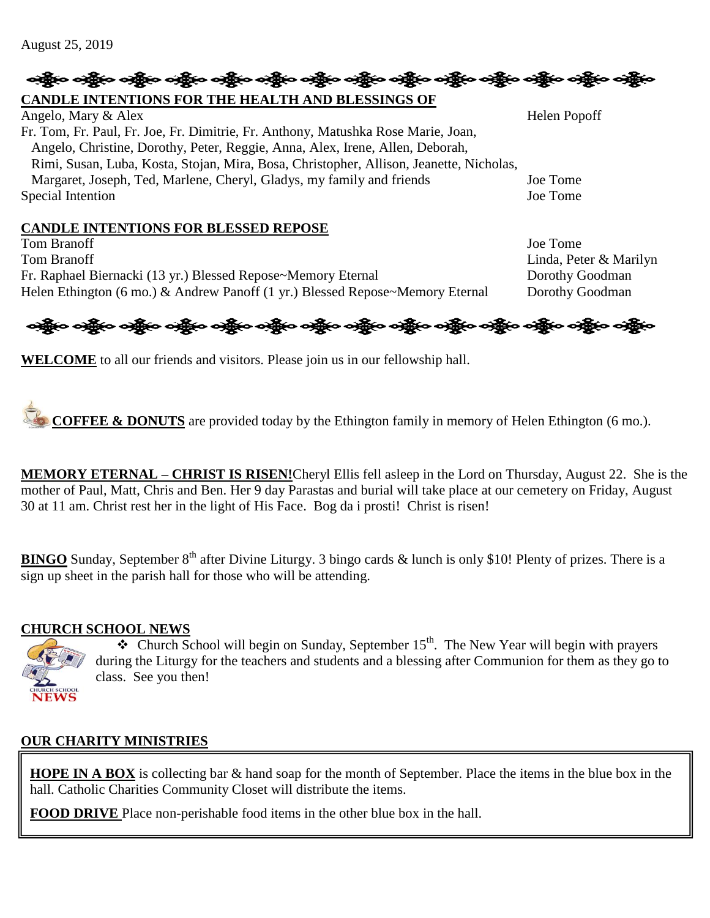August 25, 2019

**CANDLE INTENTIONS FOR THE HEALTH AND BLESSINGS OF**

| | |
|---|---|
| Angelo, Mary & Alex | Helen Popoff |
| Fr. Tom, Fr. Paul, Fr. Joe, Fr. Dimitrie, Fr. Anthony, Matushka Rose Marie, Joan, Angelo, Christine, Dorothy, Peter, Reggie, Anna, Alex, Irene, Allen, Deborah, Rimi, Susan, Luba, Kosta, Stojan, Mira, Bosa, Christopher, Allison, Jeanette, Nicholas, Margaret, Joseph, Ted, Marlene, Cheryl, Gladys, my family and friends | Joe Tome |
| Special Intention | Joe Tome |

**CANDLE INTENTIONS FOR BLESSED REPOSE**

| | |
|---|---|
| Tom Branoff | Joe Tome |
| Tom Branoff | Linda, Peter & Marilyn |
| Fr. Raphael Biernacki (13 yr.) Blessed Repose~Memory Eternal | Dorothy Goodman |
| Helen Ethington (6 mo.) & Andrew Panoff (1 yr.) Blessed Repose~Memory Eternal | Dorothy Goodman |

**WELCOME** to all our friends and visitors. Please join us in our fellowship hall.

**COFFEE & DONUTS** are provided today by the Ethington family in memory of Helen Ethington (6 mo.).

**MEMORY ETERNAL – CHRIST IS RISEN!** Cheryl Ellis fell asleep in the Lord on Thursday, August 22. She is the mother of Paul, Matt, Chris and Ben. Her 9 day Parastas and burial will take place at our cemetery on Friday, August 30 at 11 am. Christ rest her in the light of His Face. Bog da i prosti! Christ is risen!

**BINGO** Sunday, September 8th after Divine Liturgy. 3 bingo cards & lunch is only $10! Plenty of prizes. There is a sign up sheet in the parish hall for those who will be attending.

**CHURCH SCHOOL NEWS**

- Church School will begin on Sunday, September 15th. The New Year will begin with prayers during the Liturgy for the teachers and students and a blessing after Communion for them as they go to class. See you then!

**OUR CHARITY MINISTRIES**

**HOPE IN A BOX** is collecting bar & hand soap for the month of September. Place the items in the blue box in the hall. Catholic Charities Community Closet will distribute the items.

**FOOD DRIVE** Place non-perishable food items in the other blue box in the hall.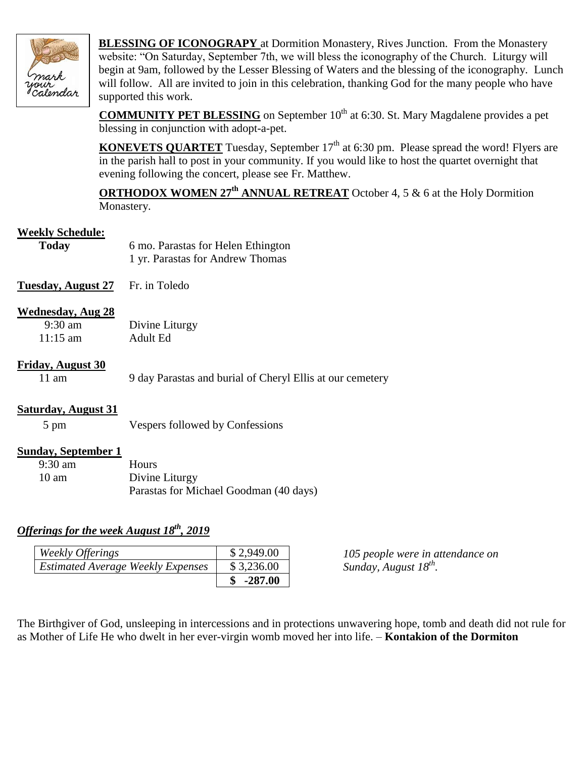**BLESSING OF ICONOGRAPY** at Dormition Monastery, Rives Junction. From the Monastery website: "On Saturday, September 7th, we will bless the iconography of the Church. Liturgy will begin at 9am, followed by the Lesser Blessing of Waters and the blessing of the iconography. Lunch will follow. All are invited to join in this celebration, thanking God for the many people who have supported this work.

**COMMUNITY PET BLESSING** on September 10th at 6:30. St. Mary Magdalene provides a pet blessing in conjunction with adopt-a-pet.

**KONEVETS QUARTET** Tuesday, September 17th at 6:30 pm. Please spread the word! Flyers are in the parish hall to post in your community. If you would like to host the quartet overnight that evening following the concert, please see Fr. Matthew.

**ORTHODOX WOMEN 27th ANNUAL RETREAT** October 4, 5 & 6 at the Holy Dormition Monastery.

**Weekly Schedule:**

**Today**
6 mo. Parastas for Helen Ethington
1 yr. Parastas for Andrew Thomas

**Tuesday, August 27** Fr. in Toledo

**Wednesday, Aug 28**
9:30 am Divine Liturgy
11:15 am Adult Ed

**Friday, August 30**
11 am 9 day Parastas and burial of Cheryl Ellis at our cemetery

**Saturday, August 31**
5 pm Vespers followed by Confessions

**Sunday, September 1**
9:30 am Hours
10 am Divine Liturgy
Parastas for Michael Goodman (40 days)

***Offerings for the week August 18th, 2019***

| | |
|---|---|
| *Weekly Offerings* | $ 2,949.00 |
| *Estimated Average Weekly Expenses* | $ 3,236.00 |
| | **$ -287.00** |

*105 people were in attendance on Sunday, August 18th.*

The Birthgiver of God, unsleeping in intercessions and in protections unwavering hope, tomb and death did not rule for as Mother of Life He who dwelt in her ever-virgin womb moved her into life. – **Kontakion of the Dormiton**